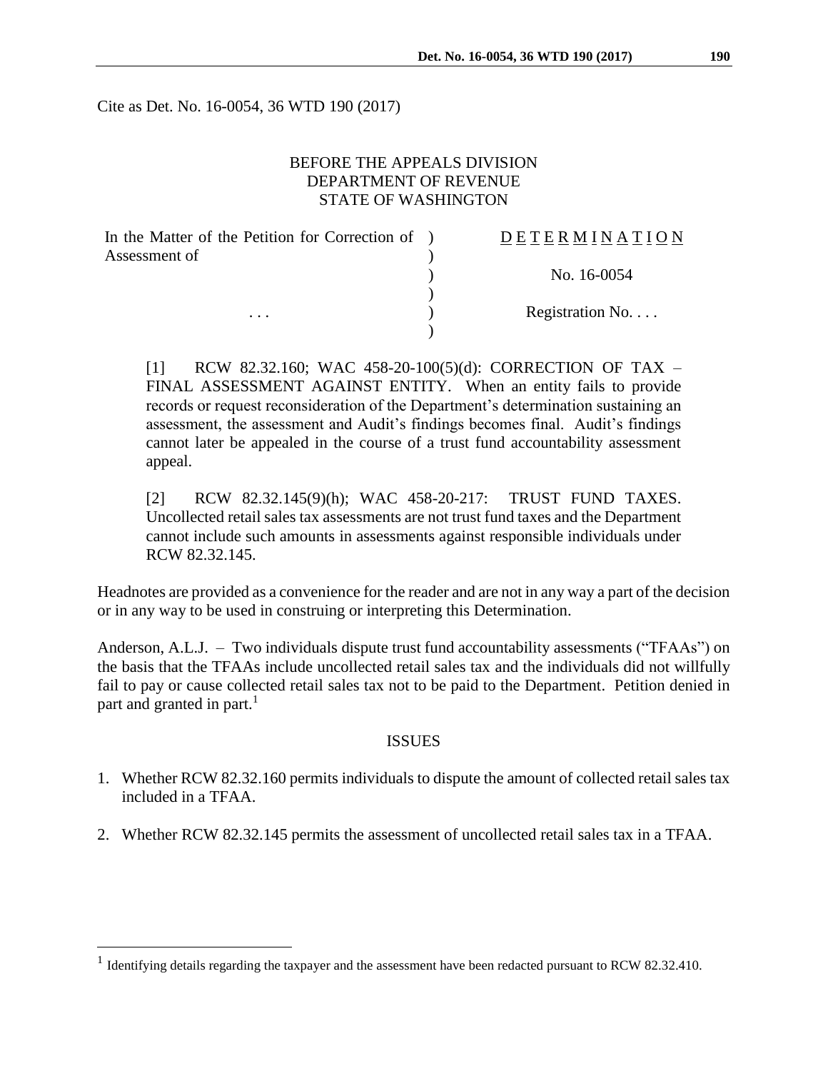Cite as Det. No. 16-0054, 36 WTD 190 (2017)

BEFORE THE APPEALS DIVISION
DEPARTMENT OF REVENUE
STATE OF WASHINGTON

| In the Matter of the Petition for Correction of Assessment of | D E T E R M I N A T I O N |
|---|---|
| | No. 16-0054 |
| . . . | Registration No. . . . |

[1] RCW 82.32.160; WAC 458-20-100(5)(d): CORRECTION OF TAX – FINAL ASSESSMENT AGAINST ENTITY. When an entity fails to provide records or request reconsideration of the Department's determination sustaining an assessment, the assessment and Audit's findings becomes final. Audit's findings cannot later be appealed in the course of a trust fund accountability assessment appeal.

[2] RCW 82.32.145(9)(h); WAC 458-20-217: TRUST FUND TAXES. Uncollected retail sales tax assessments are not trust fund taxes and the Department cannot include such amounts in assessments against responsible individuals under RCW 82.32.145.

Headnotes are provided as a convenience for the reader and are not in any way a part of the decision or in any way to be used in construing or interpreting this Determination.

Anderson, A.L.J. – Two individuals dispute trust fund accountability assessments ("TFAAs") on the basis that the TFAAs include uncollected retail sales tax and the individuals did not willfully fail to pay or cause collected retail sales tax not to be paid to the Department. Petition denied in part and granted in part.[1]

## ISSUES

1. Whether RCW 82.32.160 permits individuals to dispute the amount of collected retail sales tax included in a TFAA.
2. Whether RCW 82.32.145 permits the assessment of uncollected retail sales tax in a TFAA.

[1] Identifying details regarding the taxpayer and the assessment have been redacted pursuant to RCW 82.32.410.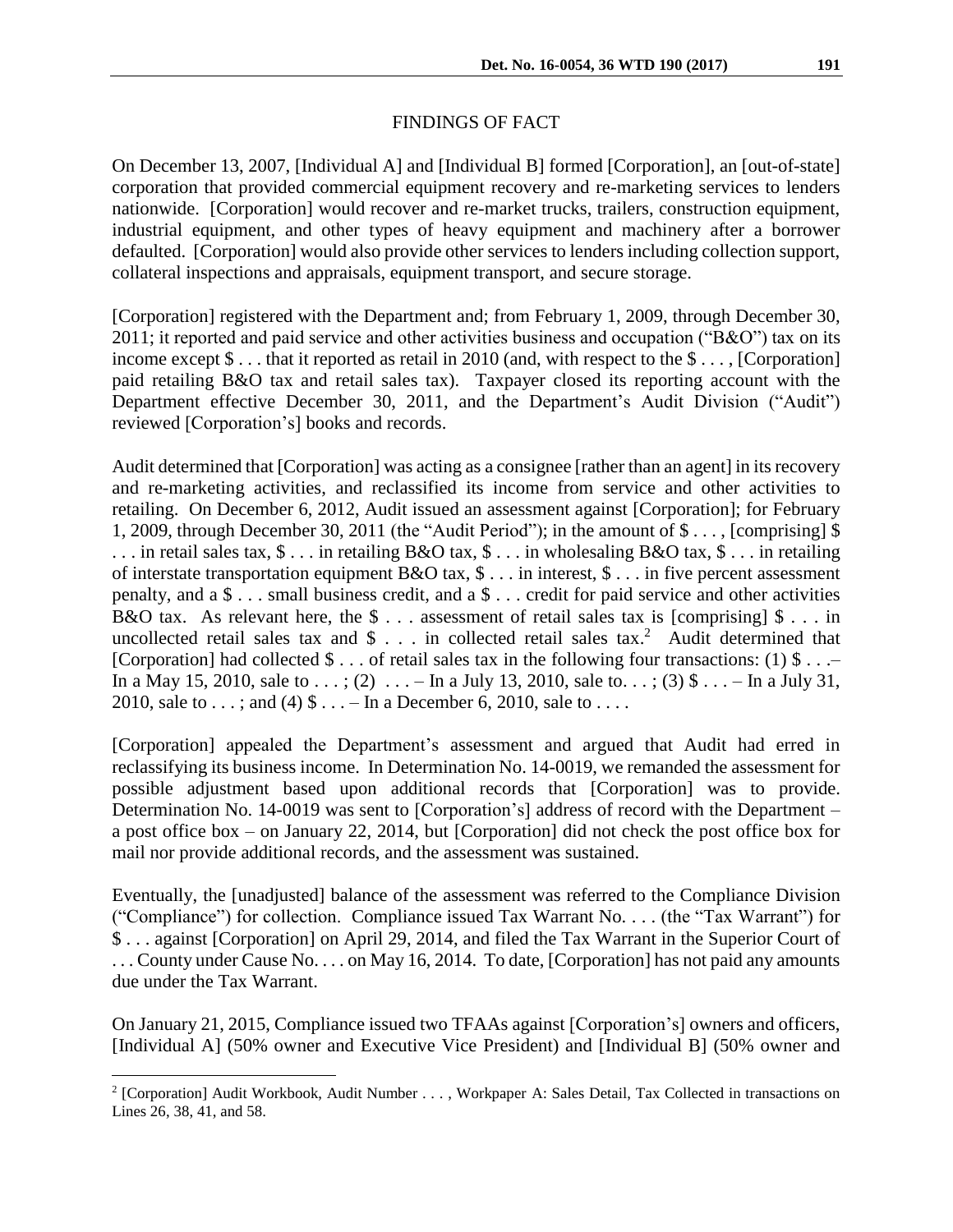## FINDINGS OF FACT

On December 13, 2007, [Individual A] and [Individual B] formed [Corporation], an [out-of-state] corporation that provided commercial equipment recovery and re-marketing services to lenders nationwide. [Corporation] would recover and re-market trucks, trailers, construction equipment, industrial equipment, and other types of heavy equipment and machinery after a borrower defaulted. [Corporation] would also provide other services to lenders including collection support, collateral inspections and appraisals, equipment transport, and secure storage.

[Corporation] registered with the Department and; from February 1, 2009, through December 30, 2011; it reported and paid service and other activities business and occupation ("B&O") tax on its income except $ . . . that it reported as retail in 2010 (and, with respect to the $ . . . , [Corporation] paid retailing B&O tax and retail sales tax). Taxpayer closed its reporting account with the Department effective December 30, 2011, and the Department's Audit Division ("Audit") reviewed [Corporation's] books and records.

Audit determined that [Corporation] was acting as a consignee [rather than an agent] in its recovery and re-marketing activities, and reclassified its income from service and other activities to retailing. On December 6, 2012, Audit issued an assessment against [Corporation]; for February 1, 2009, through December 30, 2011 (the "Audit Period"); in the amount of $ . . . , [comprising] $ . . . in retail sales tax, $ . . . in retailing B&O tax, $ . . . in wholesaling B&O tax, $ . . . in retailing of interstate transportation equipment B&O tax, $ . . . in interest, $ . . . in five percent assessment penalty, and a $ . . . small business credit, and a $ . . . credit for paid service and other activities B&O tax. As relevant here, the $ . . . assessment of retail sales tax is [comprising] $ . . . in uncollected retail sales tax and $ . . . in collected retail sales tax.[2] Audit determined that [Corporation] had collected $ . . . of retail sales tax in the following four transactions: (1) $ . . .– In a May 15, 2010, sale to . . . ; (2) . . . – In a July 13, 2010, sale to. . . ; (3) $ . . . – In a July 31, 2010, sale to . . . ; and (4) $ . . . – In a December 6, 2010, sale to . . . .

[Corporation] appealed the Department's assessment and argued that Audit had erred in reclassifying its business income. In Determination No. 14-0019, we remanded the assessment for possible adjustment based upon additional records that [Corporation] was to provide. Determination No. 14-0019 was sent to [Corporation's] address of record with the Department – a post office box – on January 22, 2014, but [Corporation] did not check the post office box for mail nor provide additional records, and the assessment was sustained.

Eventually, the [unadjusted] balance of the assessment was referred to the Compliance Division ("Compliance") for collection. Compliance issued Tax Warrant No. . . . (the "Tax Warrant") for $ . . . against [Corporation] on April 29, 2014, and filed the Tax Warrant in the Superior Court of . . . County under Cause No. . . . on May 16, 2014. To date, [Corporation] has not paid any amounts due under the Tax Warrant.

On January 21, 2015, Compliance issued two TFAAs against [Corporation's] owners and officers, [Individual A] (50% owner and Executive Vice President) and [Individual B] (50% owner and

---

[2] [Corporation] Audit Workbook, Audit Number . . . , Workpaper A: Sales Detail, Tax Collected in transactions on Lines 26, 38, 41, and 58.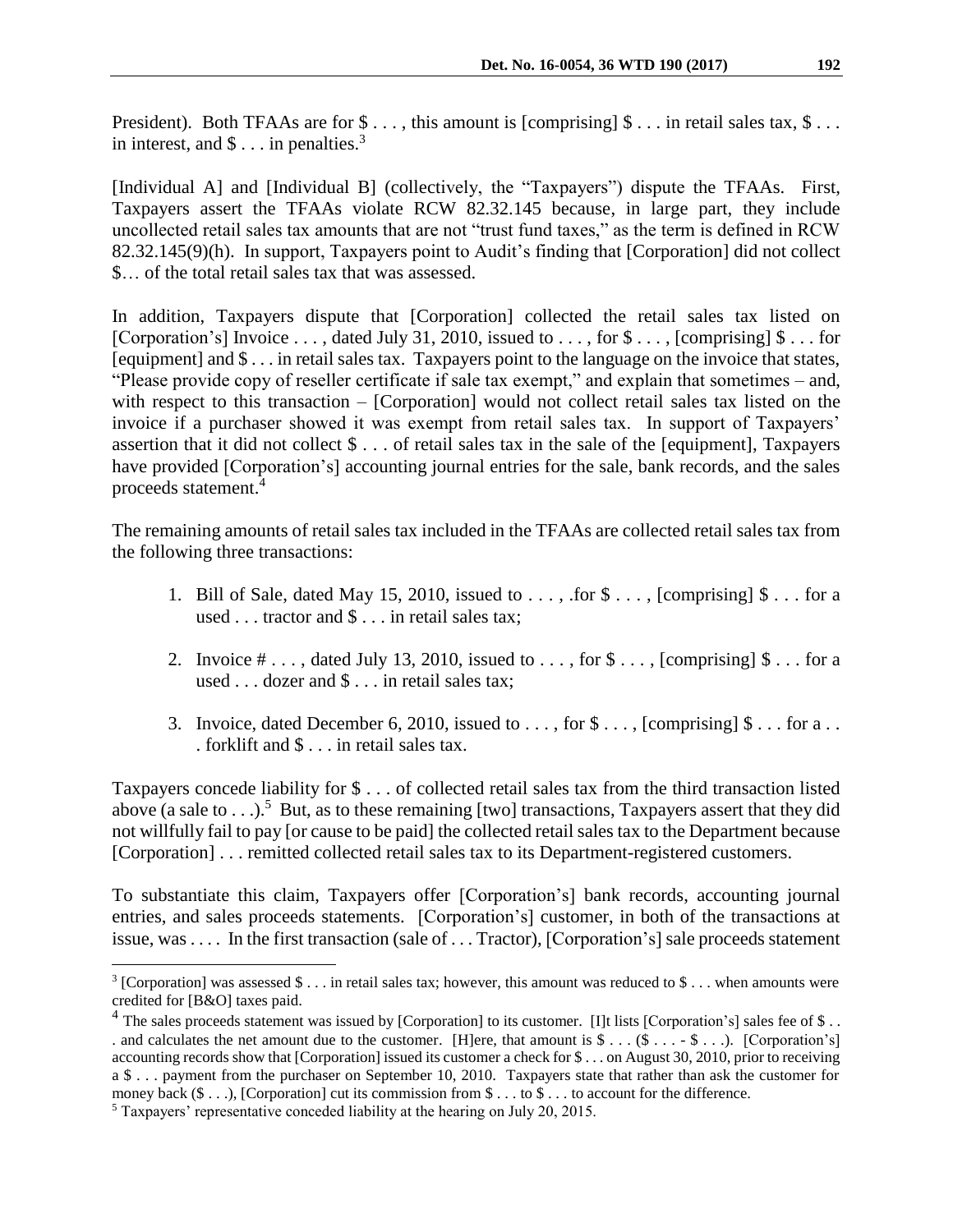President). Both TFAAs are for $ . . . , this amount is [comprising] $ . . . in retail sales tax, $ . . . in interest, and $ . . . in penalties.[3]

[Individual A] and [Individual B] (collectively, the "Taxpayers") dispute the TFAAs. First, Taxpayers assert the TFAAs violate RCW 82.32.145 because, in large part, they include uncollected retail sales tax amounts that are not "trust fund taxes," as the term is defined in RCW 82.32.145(9)(h). In support, Taxpayers point to Audit's finding that [Corporation] did not collect $… of the total retail sales tax that was assessed.

In addition, Taxpayers dispute that [Corporation] collected the retail sales tax listed on [Corporation's] Invoice . . . , dated July 31, 2010, issued to . . . , for $ . . . , [comprising] $ . . . for [equipment] and $ . . . in retail sales tax. Taxpayers point to the language on the invoice that states, "Please provide copy of reseller certificate if sale tax exempt," and explain that sometimes – and, with respect to this transaction – [Corporation] would not collect retail sales tax listed on the invoice if a purchaser showed it was exempt from retail sales tax. In support of Taxpayers' assertion that it did not collect $ . . . of retail sales tax in the sale of the [equipment], Taxpayers have provided [Corporation's] accounting journal entries for the sale, bank records, and the sales proceeds statement.[4]

The remaining amounts of retail sales tax included in the TFAAs are collected retail sales tax from the following three transactions:

1. Bill of Sale, dated May 15, 2010, issued to . . . , .for $ . . . , [comprising] $ . . . for a used . . . tractor and $ . . . in retail sales tax;

2. Invoice # . . . , dated July 13, 2010, issued to . . . , for $ . . . , [comprising] $ . . . for a used . . . dozer and $ . . . in retail sales tax;

3. Invoice, dated December 6, 2010, issued to . . . , for $ . . . , [comprising] $ . . . for a . . . forklift and $ . . . in retail sales tax.

Taxpayers concede liability for $ . . . of collected retail sales tax from the third transaction listed above (a sale to . . .).[5] But, as to these remaining [two] transactions, Taxpayers assert that they did not willfully fail to pay [or cause to be paid] the collected retail sales tax to the Department because [Corporation] . . . remitted collected retail sales tax to its Department-registered customers.

To substantiate this claim, Taxpayers offer [Corporation's] bank records, accounting journal entries, and sales proceeds statements. [Corporation's] customer, in both of the transactions at issue, was . . . . In the first transaction (sale of . . . Tractor), [Corporation's] sale proceeds statement

---

[3] [Corporation] was assessed $ . . . in retail sales tax; however, this amount was reduced to $ . . . when amounts were credited for [B&O] taxes paid.

[4] The sales proceeds statement was issued by [Corporation] to its customer. [I]t lists [Corporation's] sales fee of $ . . . and calculates the net amount due to the customer. [H]ere, that amount is $ . . . ($ . . . - $ . . .). [Corporation's] accounting records show that [Corporation] issued its customer a check for $ . . . on August 30, 2010, prior to receiving a $ . . . payment from the purchaser on September 10, 2010. Taxpayers state that rather than ask the customer for money back ($ . . .), [Corporation] cut its commission from $ . . . to $ . . . to account for the difference.

[5] Taxpayers' representative conceded liability at the hearing on July 20, 2015.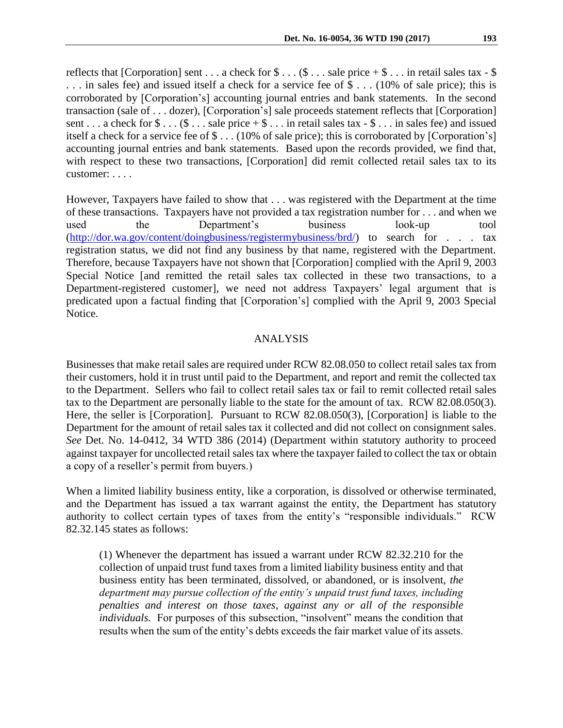reflects that [Corporation] sent . . . a check for $ . . . ($ . . . sale price + $ . . . in retail sales tax - $ . . . in sales fee) and issued itself a check for a service fee of $ . . . (10% of sale price); this is corroborated by [Corporation's] accounting journal entries and bank statements. In the second transaction (sale of . . . dozer), [Corporation's] sale proceeds statement reflects that [Corporation] sent . . . a check for $ . . . ($ . . . sale price + $ . . . in retail sales tax - $ . . . in sales fee) and issued itself a check for a service fee of $ . . . (10% of sale price); this is corroborated by [Corporation's] accounting journal entries and bank statements. Based upon the records provided, we find that, with respect to these two transactions, [Corporation] did remit collected retail sales tax to its customer: . . . .

However, Taxpayers have failed to show that . . . was registered with the Department at the time of these transactions. Taxpayers have not provided a tax registration number for . . . and when we used the Department's business look-up tool (http://dor.wa.gov/content/doingbusiness/registermybusiness/brd/) to search for . . . tax registration status, we did not find any business by that name, registered with the Department. Therefore, because Taxpayers have not shown that [Corporation] complied with the April 9, 2003 Special Notice [and remitted the retail sales tax collected in these two transactions, to a Department-registered customer], we need not address Taxpayers' legal argument that is predicated upon a factual finding that [Corporation's] complied with the April 9, 2003 Special Notice.

## ANALYSIS

Businesses that make retail sales are required under RCW 82.08.050 to collect retail sales tax from their customers, hold it in trust until paid to the Department, and report and remit the collected tax to the Department. Sellers who fail to collect retail sales tax or fail to remit collected retail sales tax to the Department are personally liable to the state for the amount of tax. RCW 82.08.050(3). Here, the seller is [Corporation]. Pursuant to RCW 82.08.050(3), [Corporation] is liable to the Department for the amount of retail sales tax it collected and did not collect on consignment sales. *See* Det. No. 14-0412, 34 WTD 386 (2014) (Department within statutory authority to proceed against taxpayer for uncollected retail sales tax where the taxpayer failed to collect the tax or obtain a copy of a reseller's permit from buyers.)

When a limited liability business entity, like a corporation, is dissolved or otherwise terminated, and the Department has issued a tax warrant against the entity, the Department has statutory authority to collect certain types of taxes from the entity's "responsible individuals." RCW 82.32.145 states as follows:

> (1) Whenever the department has issued a warrant under RCW 82.32.210 for the collection of unpaid trust fund taxes from a limited liability business entity and that business entity has been terminated, dissolved, or abandoned, or is insolvent, *the department may pursue collection of the entity's unpaid trust fund taxes, including penalties and interest on those taxes, against any or all of the responsible individuals.* For purposes of this subsection, "insolvent" means the condition that results when the sum of the entity's debts exceeds the fair market value of its assets.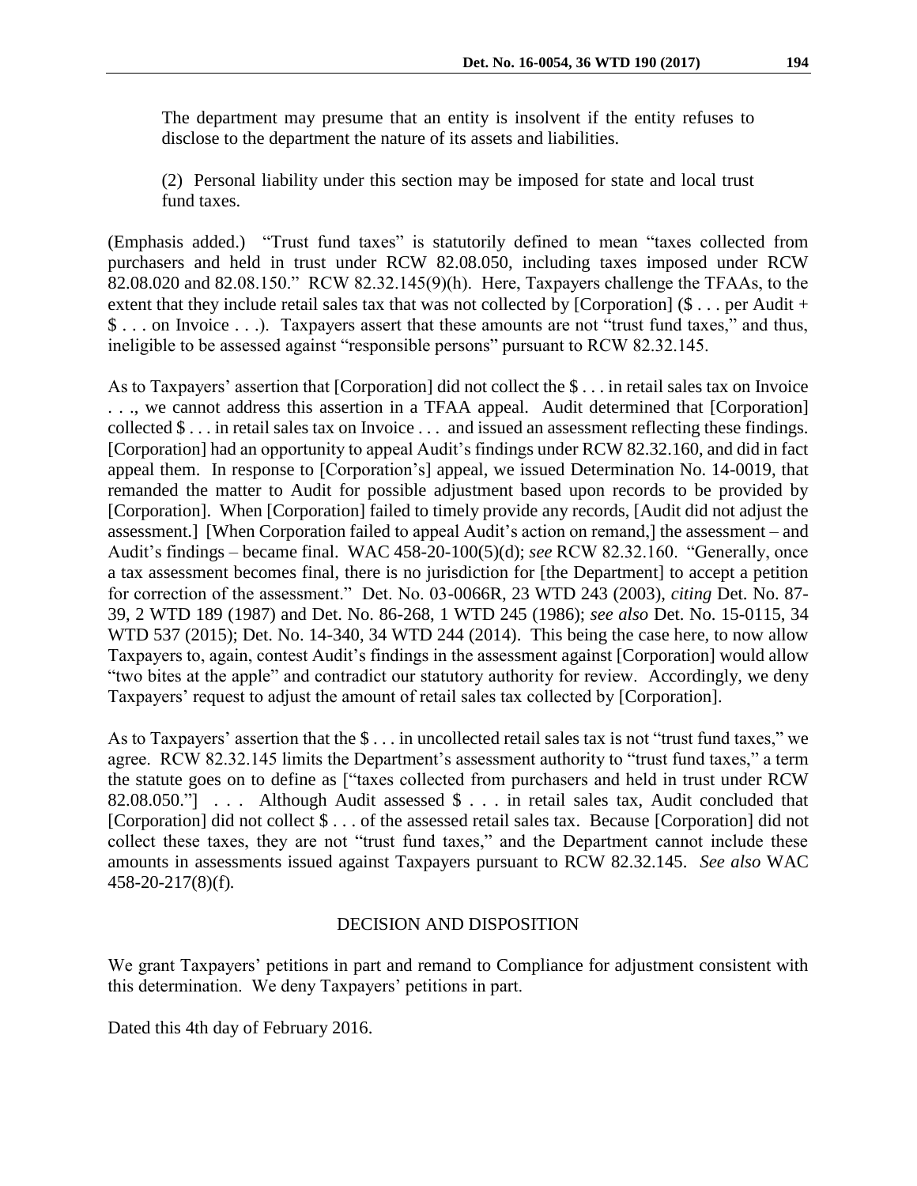The department may presume that an entity is insolvent if the entity refuses to disclose to the department the nature of its assets and liabilities.

(2) Personal liability under this section may be imposed for state and local trust fund taxes.

(Emphasis added.) "Trust fund taxes" is statutorily defined to mean "taxes collected from purchasers and held in trust under RCW 82.08.050, including taxes imposed under RCW 82.08.020 and 82.08.150." RCW 82.32.145(9)(h). Here, Taxpayers challenge the TFAAs, to the extent that they include retail sales tax that was not collected by [Corporation] ($ . . . per Audit + $ . . . on Invoice . . .). Taxpayers assert that these amounts are not "trust fund taxes," and thus, ineligible to be assessed against "responsible persons" pursuant to RCW 82.32.145.

As to Taxpayers' assertion that [Corporation] did not collect the $ . . . in retail sales tax on Invoice . . ., we cannot address this assertion in a TFAA appeal. Audit determined that [Corporation] collected $ . . . in retail sales tax on Invoice . . . and issued an assessment reflecting these findings. [Corporation] had an opportunity to appeal Audit's findings under RCW 82.32.160, and did in fact appeal them. In response to [Corporation's] appeal, we issued Determination No. 14-0019, that remanded the matter to Audit for possible adjustment based upon records to be provided by [Corporation]. When [Corporation] failed to timely provide any records, [Audit did not adjust the assessment.] [When Corporation failed to appeal Audit's action on remand,] the assessment – and Audit's findings – became final. WAC 458-20-100(5)(d); *see* RCW 82.32.160. "Generally, once a tax assessment becomes final, there is no jurisdiction for [the Department] to accept a petition for correction of the assessment." Det. No. 03-0066R, 23 WTD 243 (2003), *citing* Det. No. 87-39, 2 WTD 189 (1987) and Det. No. 86-268, 1 WTD 245 (1986); *see also* Det. No. 15-0115, 34 WTD 537 (2015); Det. No. 14-340, 34 WTD 244 (2014). This being the case here, to now allow Taxpayers to, again, contest Audit's findings in the assessment against [Corporation] would allow "two bites at the apple" and contradict our statutory authority for review. Accordingly, we deny Taxpayers' request to adjust the amount of retail sales tax collected by [Corporation].

As to Taxpayers' assertion that the $ . . . in uncollected retail sales tax is not "trust fund taxes," we agree. RCW 82.32.145 limits the Department's assessment authority to "trust fund taxes," a term the statute goes on to define as ["taxes collected from purchasers and held in trust under RCW 82.08.050."] . . . Although Audit assessed $ . . . in retail sales tax, Audit concluded that [Corporation] did not collect $ . . . of the assessed retail sales tax. Because [Corporation] did not collect these taxes, they are not "trust fund taxes," and the Department cannot include these amounts in assessments issued against Taxpayers pursuant to RCW 82.32.145. *See also* WAC 458-20-217(8)(f).

## DECISION AND DISPOSITION

We grant Taxpayers' petitions in part and remand to Compliance for adjustment consistent with this determination. We deny Taxpayers' petitions in part.

Dated this 4th day of February 2016.